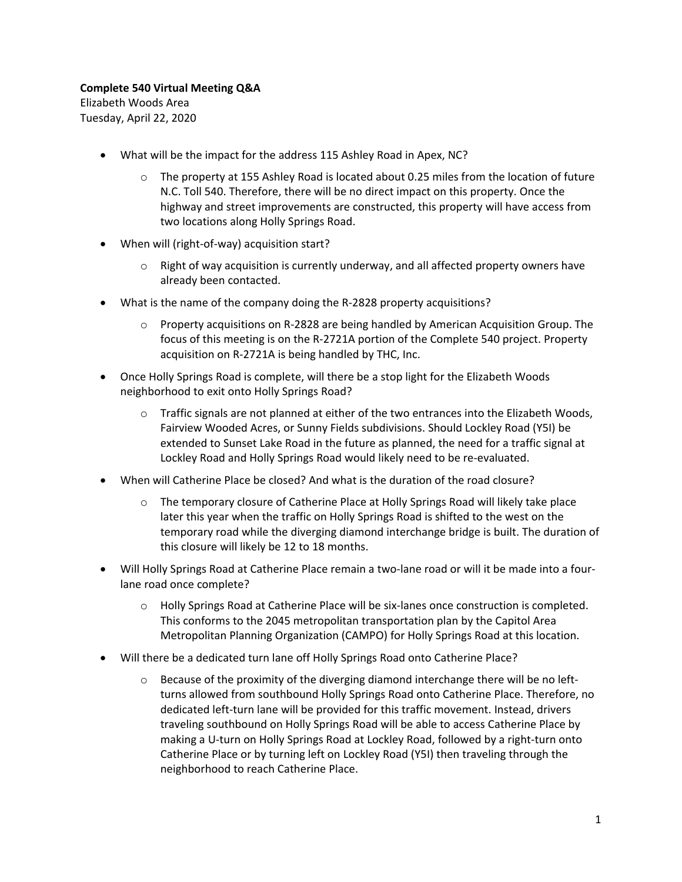**Complete 540 Virtual Meeting Q&A**

Elizabeth Woods Area

Tuesday, April 22, 2020

- What will be the impact for the address 115 Ashley Road in Apex, NC?
  - The property at 155 Ashley Road is located about 0.25 miles from the location of future N.C. Toll 540. Therefore, there will be no direct impact on this property. Once the highway and street improvements are constructed, this property will have access from two locations along Holly Springs Road.
- When will (right-of-way) acquisition start?
  - Right of way acquisition is currently underway, and all affected property owners have already been contacted.
- What is the name of the company doing the R-2828 property acquisitions?
  - Property acquisitions on R-2828 are being handled by American Acquisition Group. The focus of this meeting is on the R-2721A portion of the Complete 540 project. Property acquisition on R-2721A is being handled by THC, Inc.
- Once Holly Springs Road is complete, will there be a stop light for the Elizabeth Woods neighborhood to exit onto Holly Springs Road?
  - Traffic signals are not planned at either of the two entrances into the Elizabeth Woods, Fairview Wooded Acres, or Sunny Fields subdivisions. Should Lockley Road (Y5I) be extended to Sunset Lake Road in the future as planned, the need for a traffic signal at Lockley Road and Holly Springs Road would likely need to be re-evaluated.
- When will Catherine Place be closed? And what is the duration of the road closure?
  - The temporary closure of Catherine Place at Holly Springs Road will likely take place later this year when the traffic on Holly Springs Road is shifted to the west on the temporary road while the diverging diamond interchange bridge is built. The duration of this closure will likely be 12 to 18 months.
- Will Holly Springs Road at Catherine Place remain a two-lane road or will it be made into a four-lane road once complete?
  - Holly Springs Road at Catherine Place will be six-lanes once construction is completed. This conforms to the 2045 metropolitan transportation plan by the Capitol Area Metropolitan Planning Organization (CAMPO) for Holly Springs Road at this location.
- Will there be a dedicated turn lane off Holly Springs Road onto Catherine Place?
  - Because of the proximity of the diverging diamond interchange there will be no left-turns allowed from southbound Holly Springs Road onto Catherine Place. Therefore, no dedicated left-turn lane will be provided for this traffic movement. Instead, drivers traveling southbound on Holly Springs Road will be able to access Catherine Place by making a U-turn on Holly Springs Road at Lockley Road, followed by a right-turn onto Catherine Place or by turning left on Lockley Road (Y5I) then traveling through the neighborhood to reach Catherine Place.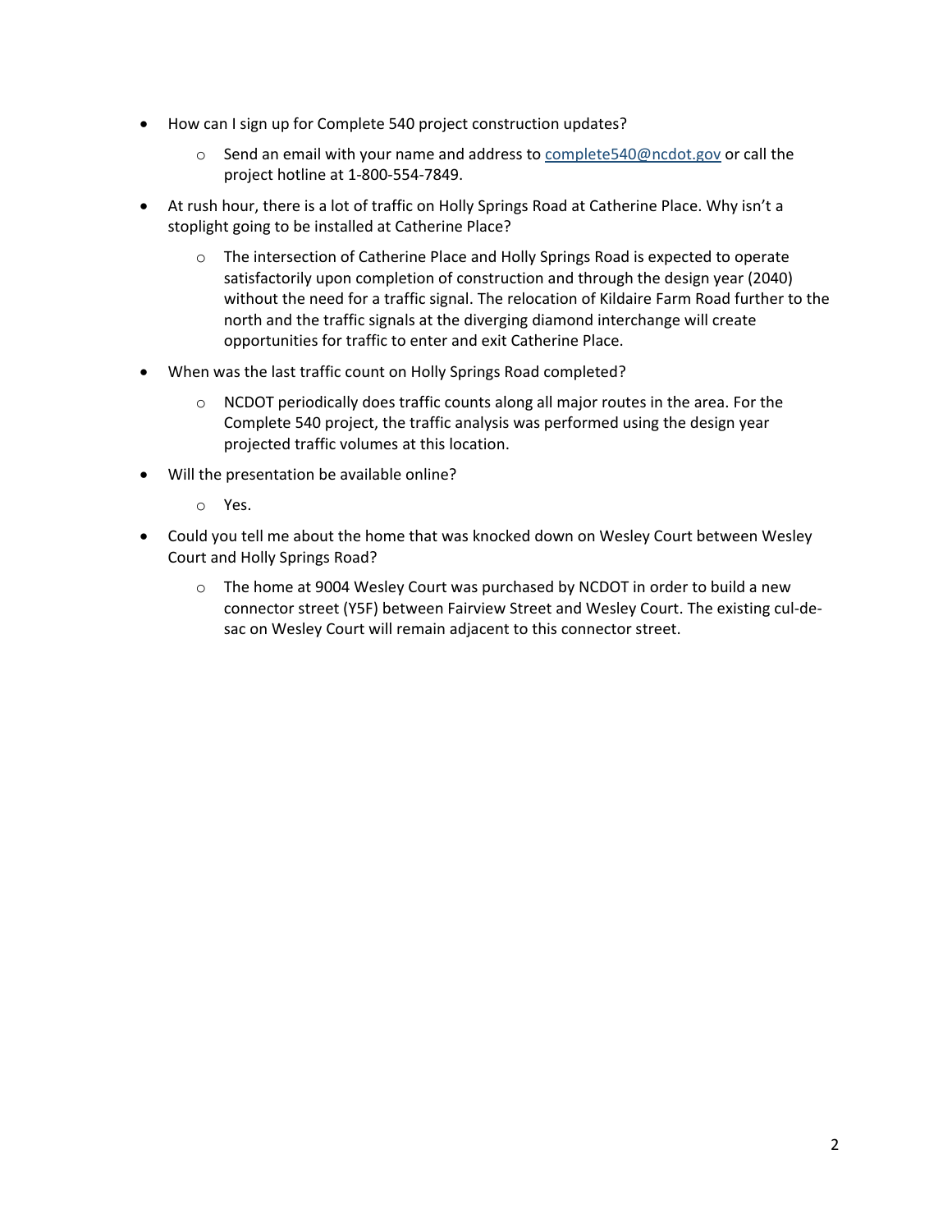- How can I sign up for Complete 540 project construction updates?
  - Send an email with your name and address to complete540@ncdot.gov or call the project hotline at 1-800-554-7849.
- At rush hour, there is a lot of traffic on Holly Springs Road at Catherine Place. Why isn't a stoplight going to be installed at Catherine Place?
  - The intersection of Catherine Place and Holly Springs Road is expected to operate satisfactorily upon completion of construction and through the design year (2040) without the need for a traffic signal. The relocation of Kildaire Farm Road further to the north and the traffic signals at the diverging diamond interchange will create opportunities for traffic to enter and exit Catherine Place.
- When was the last traffic count on Holly Springs Road completed?
  - NCDOT periodically does traffic counts along all major routes in the area. For the Complete 540 project, the traffic analysis was performed using the design year projected traffic volumes at this location.
- Will the presentation be available online?
  - Yes.
- Could you tell me about the home that was knocked down on Wesley Court between Wesley Court and Holly Springs Road?
  - The home at 9004 Wesley Court was purchased by NCDOT in order to build a new connector street (Y5F) between Fairview Street and Wesley Court. The existing cul-de-sac on Wesley Court will remain adjacent to this connector street.